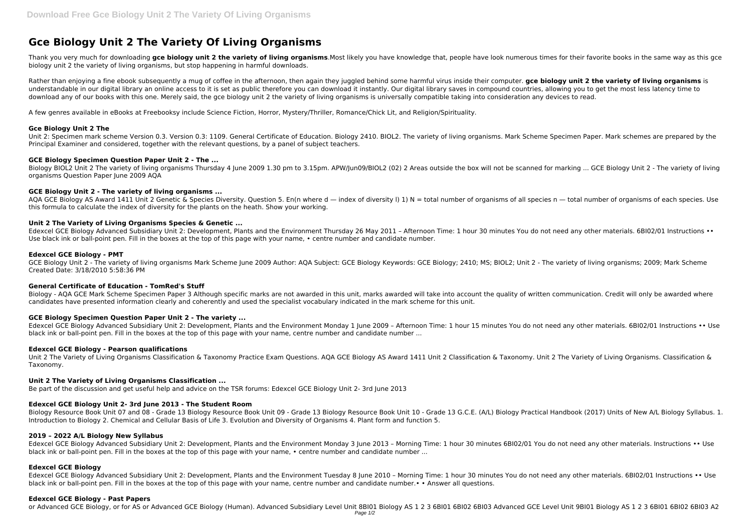# Gce Biology Unit 2 The Variety Of Living Organisms

Thank you very much for downloading **gce biology unit 2 the variety of living organisms**.Most likely you have knowledge that, people have look numerous times for their favorite books in the same way as this gce biology unit 2 the variety of living organisms, but stop happening in harmful downloads.

Rather than enjoying a fine ebook subsequently a mug of coffee in the afternoon, then again they juggled behind some harmful virus inside their computer. **gce biology unit 2 the variety of living organisms** is understandable in our digital library an online access to it is set as public therefore you can download it instantly. Our digital library saves in compound countries, allowing you to get the most less latency time to download any of our books with this one. Merely said, the gce biology unit 2 the variety of living organisms is universally compatible taking into consideration any devices to read.

A few genres available in eBooks at Freebooksy include Science Fiction, Horror, Mystery/Thriller, Romance/Chick Lit, and Religion/Spirituality.

### Gce Biology Unit 2 The

Unit 2: Specimen mark scheme Version 0.3. Version 0.3: 1109. General Certificate of Education. Biology 2410. BIOL2. The variety of living organisms. Mark Scheme Specimen Paper. Mark schemes are prepared by the Principal Examiner and considered, together with the relevant questions, by a panel of subject teachers.

### GCE Biology Specimen Question Paper Unit 2 - The ...

Biology BIOL2 Unit 2 The variety of living organisms Thursday 4 June 2009 1.30 pm to 3.15pm. APW/Jun09/BIOL2 (02) 2 Areas outside the box will not be scanned for marking ... GCE Biology Unit 2 - The variety of living organisms Question Paper June 2009 AQA

### GCE Biology Unit 2 - The variety of living organisms ...

AQA GCE Biology AS Award 1411 Unit 2 Genetic & Species Diversity. Question 5. En(n where d — index of diversity l) 1) N = total number of organisms of all species n — total number of organisms of each species. Use this formula to calculate the index of diversity for the plants on the heath. Show your working.

### Unit 2 The Variety of Living Organisms Species & Genetic ...

Edexcel GCE Biology Advanced Subsidiary Unit 2: Development, Plants and the Environment Thursday 26 May 2011 – Afternoon Time: 1 hour 30 minutes You do not need any other materials. 6BI02/01 Instructions •• Use black ink or ball-point pen. Fill in the boxes at the top of this page with your name, • centre number and candidate number.

### Edexcel GCE Biology - PMT

GCE Biology Unit 2 - The variety of living organisms Mark Scheme June 2009 Author: AQA Subject: GCE Biology Keywords: GCE Biology; 2410; MS; BIOL2; Unit 2 - The variety of living organisms; 2009; Mark Scheme Created Date: 3/18/2010 5:58:36 PM

### General Certificate of Education - TomRed's Stuff

Biology - AQA GCE Mark Scheme Specimen Paper 3 Although specific marks are not awarded in this unit, marks awarded will take into account the quality of written communication. Credit will only be awarded where candidates have presented information clearly and coherently and used the specialist vocabulary indicated in the mark scheme for this unit.

### GCE Biology Specimen Question Paper Unit 2 - The variety ...

Edexcel GCE Biology Advanced Subsidiary Unit 2: Development, Plants and the Environment Monday 1 June 2009 – Afternoon Time: 1 hour 15 minutes You do not need any other materials. 6BI02/01 Instructions •• Use black ink or ball-point pen. Fill in the boxes at the top of this page with your name, centre number and candidate number ...

### Edexcel GCE Biology - Pearson qualifications

Unit 2 The Variety of Living Organisms Classification & Taxonomy Practice Exam Questions. AQA GCE Biology AS Award 1411 Unit 2 Classification & Taxonomy. Unit 2 The Variety of Living Organisms. Classification & Taxonomy.

### Unit 2 The Variety of Living Organisms Classification ...

Be part of the discussion and get useful help and advice on the TSR forums: Edexcel GCE Biology Unit 2- 3rd June 2013

### Edexcel GCE Biology Unit 2- 3rd June 2013 - The Student Room

Biology Resource Book Unit 07 and 08 - Grade 13 Biology Resource Book Unit 09 - Grade 13 Biology Resource Book Unit 10 - Grade 13 G.C.E. (A/L) Biology Practical Handbook (2017) Units of New A/L Biology Syllabus. 1. Introduction to Biology 2. Chemical and Cellular Basis of Life 3. Evolution and Diversity of Organisms 4. Plant form and function 5.

### 2019 – 2022 A/L Biology New Syllabus

Edexcel GCE Biology Advanced Subsidiary Unit 2: Development, Plants and the Environment Monday 3 June 2013 – Morning Time: 1 hour 30 minutes 6BI02/01 You do not need any other materials. Instructions •• Use black ink or ball-point pen. Fill in the boxes at the top of this page with your name, • centre number and candidate number ...

### Edexcel GCE Biology

Edexcel GCE Biology Advanced Subsidiary Unit 2: Development, Plants and the Environment Tuesday 8 June 2010 – Morning Time: 1 hour 30 minutes You do not need any other materials. 6BI02/01 Instructions •• Use black ink or ball-point pen. Fill in the boxes at the top of this page with your name, centre number and candidate number.• • Answer all questions.

### Edexcel GCE Biology - Past Papers

or Advanced GCE Biology, or for AS or Advanced GCE Biology (Human). Advanced Subsidiary Level Unit 8BI01 Biology AS 1 2 3 6BI01 6BI02 6BI03 Advanced GCE Level Unit 9BI01 Biology AS 1 2 3 6BI01 6BI02 6BI03 A2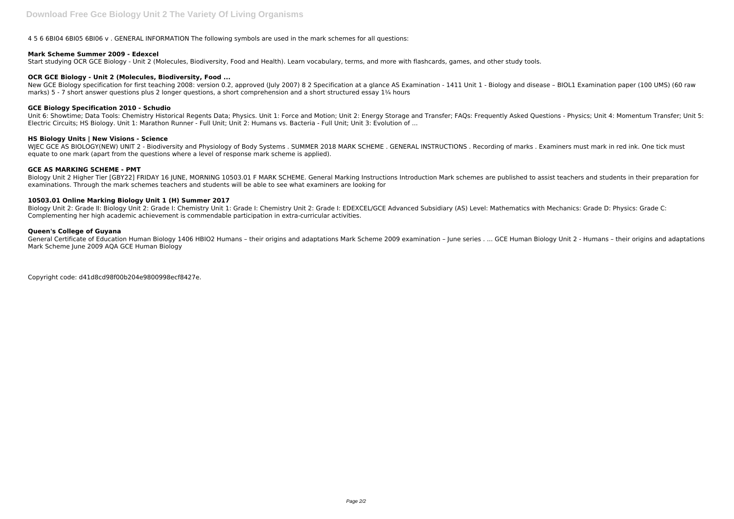4 5 6 6BI04 6BI05 6BI06 v . GENERAL INFORMATION The following symbols are used in the mark schemes for all questions:

### Mark Scheme Summer 2009 - Edexcel

Start studying OCR GCE Biology - Unit 2 (Molecules, Biodiversity, Food and Health). Learn vocabulary, terms, and more with flashcards, games, and other study tools.

### OCR GCE Biology - Unit 2 (Molecules, Biodiversity, Food ...

New GCE Biology specification for first teaching 2008: version 0.2, approved (July 2007) 8 2 Specification at a glance AS Examination - 1411 Unit 1 - Biology and disease – BIOL1 Examination paper (100 UMS) (60 raw marks) 5 - 7 short answer questions plus 2 longer questions, a short comprehension and a short structured essay 1¼ hours

### GCE Biology Specification 2010 - Schudio

Unit 6: Showtime; Data Tools: Chemistry Historical Regents Data; Physics. Unit 1: Force and Motion; Unit 2: Energy Storage and Transfer; FAQs: Frequently Asked Questions - Physics; Unit 4: Momentum Transfer; Unit 5: Electric Circuits; HS Biology. Unit 1: Marathon Runner - Full Unit; Unit 2: Humans vs. Bacteria - Full Unit; Unit 3: Evolution of ...

### HS Biology Units | New Visions - Science

WJEC GCE AS BIOLOGY(NEW) UNIT 2 - Biodiversity and Physiology of Body Systems . SUMMER 2018 MARK SCHEME . GENERAL INSTRUCTIONS . Recording of marks . Examiners must mark in red ink. One tick must equate to one mark (apart from the questions where a level of response mark scheme is applied).

### GCE AS MARKING SCHEME - PMT

Biology Unit 2 Higher Tier [GBY22] FRIDAY 16 JUNE, MORNING 10503.01 F MARK SCHEME. General Marking Instructions Introduction Mark schemes are published to assist teachers and students in their preparation for examinations. Through the mark schemes teachers and students will be able to see what examiners are looking for

### 10503.01 Online Marking Biology Unit 1 (H) Summer 2017

Biology Unit 2: Grade II: Biology Unit 2: Grade I: Chemistry Unit 1: Grade I: Chemistry Unit 2: Grade I: EDEXCEL/GCE Advanced Subsidiary (AS) Level: Mathematics with Mechanics: Grade D: Physics: Grade C: Complementing her high academic achievement is commendable participation in extra-curricular activities.

### Queen's College of Guyana

General Certificate of Education Human Biology 1406 HBIO2 Humans – their origins and adaptations Mark Scheme 2009 examination – June series . ... GCE Human Biology Unit 2 - Humans – their origins and adaptations Mark Scheme June 2009 AQA GCE Human Biology

Copyright code: d41d8cd98f00b204e9800998ecf8427e.